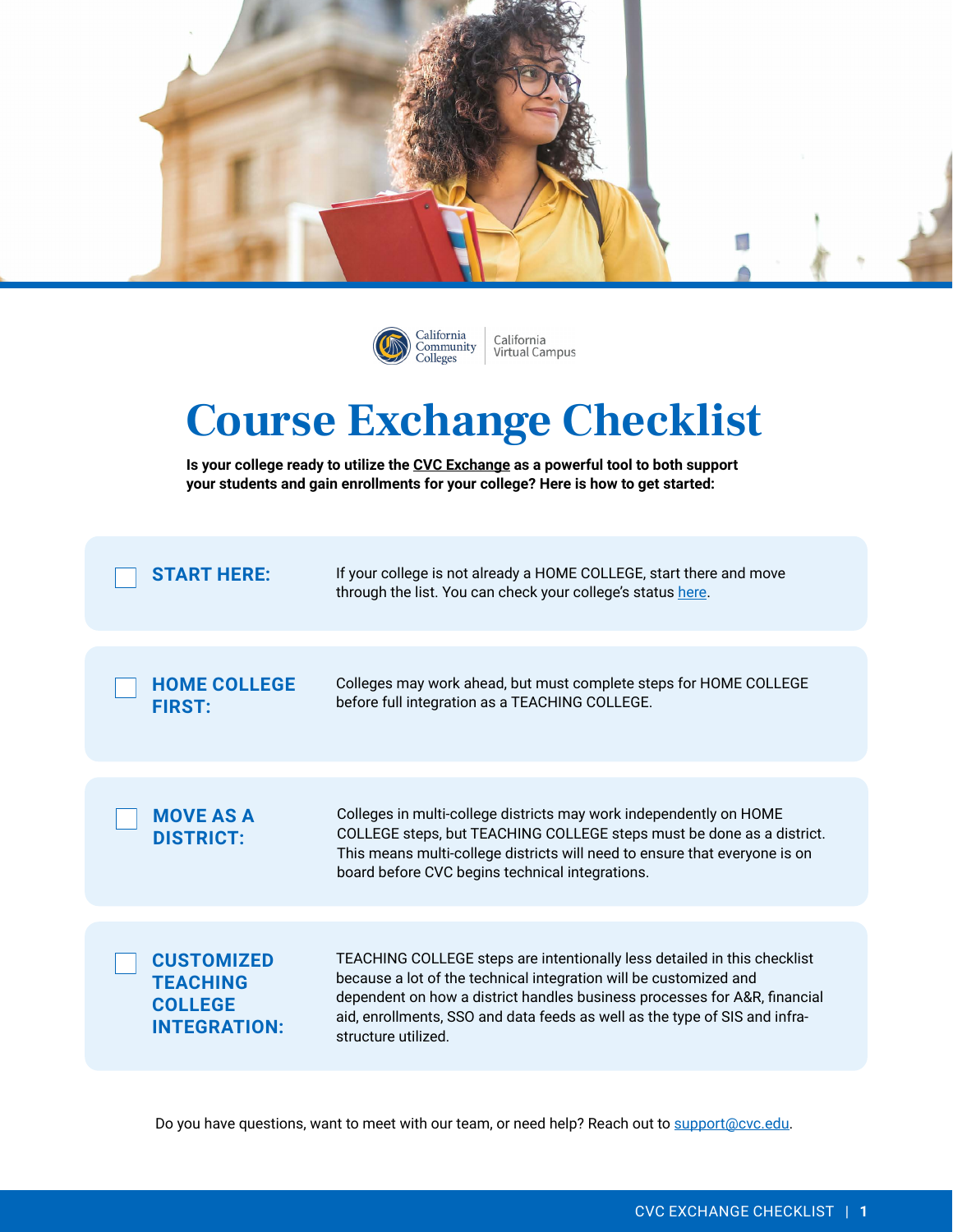California Community Colleges | California Virtual Campus

# Course Exchange Checklist

**Is your college ready to utilize the CVC Exchange as a powerful tool to both support your students and gain enrollments for your college? Here is how to get started:**

- [ ] **START HERE:** If your college is not already a HOME COLLEGE, start there and move through the list. You can check your college's status here.

- [ ] **HOME COLLEGE FIRST:** Colleges may work ahead, but must complete steps for HOME COLLEGE before full integration as a TEACHING COLLEGE.

- [ ] **MOVE AS A DISTRICT:** Colleges in multi-college districts may work independently on HOME COLLEGE steps, but TEACHING COLLEGE steps must be done as a district. This means multi-college districts will need to ensure that everyone is on board before CVC begins technical integrations.

- [ ] **CUSTOMIZED TEACHING COLLEGE INTEGRATION:** TEACHING COLLEGE steps are intentionally less detailed in this checklist because a lot of the technical integration will be customized and dependent on how a district handles business processes for A&R, financial aid, enrollments, SSO and data feeds as well as the type of SIS and infra-structure utilized.

Do you have questions, want to meet with our team, or need help? Reach out to support@cvc.edu.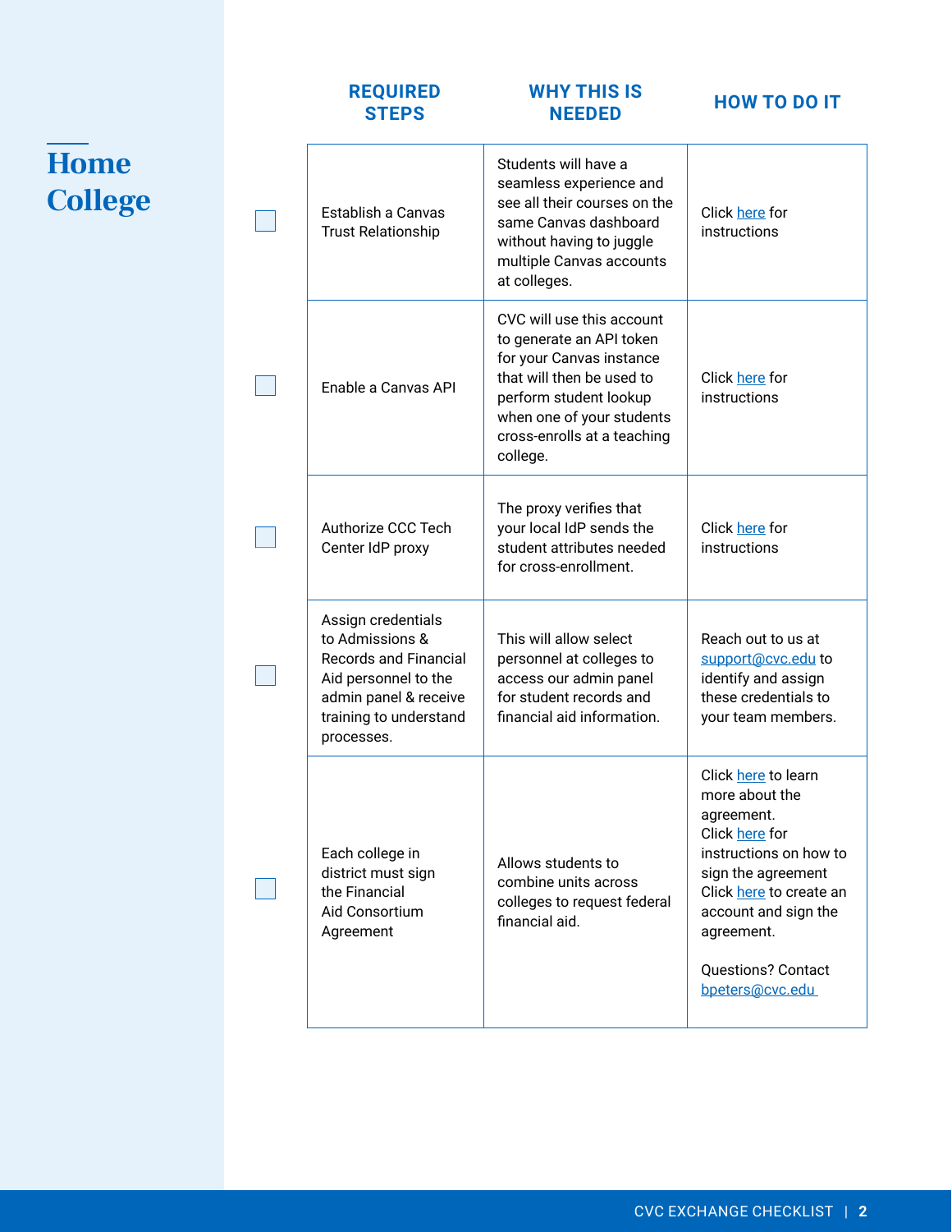# Home College

| | REQUIRED STEPS | WHY THIS IS NEEDED | HOW TO DO IT |
|---|---|---|---|
| ☐ | Establish a Canvas Trust Relationship | Students will have a seamless experience and see all their courses on the same Canvas dashboard without having to juggle multiple Canvas accounts at colleges. | Click here for instructions |
| ☐ | Enable a Canvas API | CVC will use this account to generate an API token for your Canvas instance that will then be used to perform student lookup when one of your students cross-enrolls at a teaching college. | Click here for instructions |
| ☐ | Authorize CCC Tech Center IdP proxy | The proxy verifies that your local IdP sends the student attributes needed for cross-enrollment. | Click here for instructions |
| ☐ | Assign credentials to Admissions & Records and Financial Aid personnel to the admin panel & receive training to understand processes. | This will allow select personnel at colleges to access our admin panel for student records and financial aid information. | Reach out to us at support@cvc.edu to identify and assign these credentials to your team members. |
| ☐ | Each college in district must sign the Financial Aid Consortium Agreement | Allows students to combine units across colleges to request federal financial aid. | Click here to learn more about the agreement.<br>Click here for instructions on how to sign the agreement<br>Click here to create an account and sign the agreement.<br><br>Questions? Contact bpeters@cvc.edu |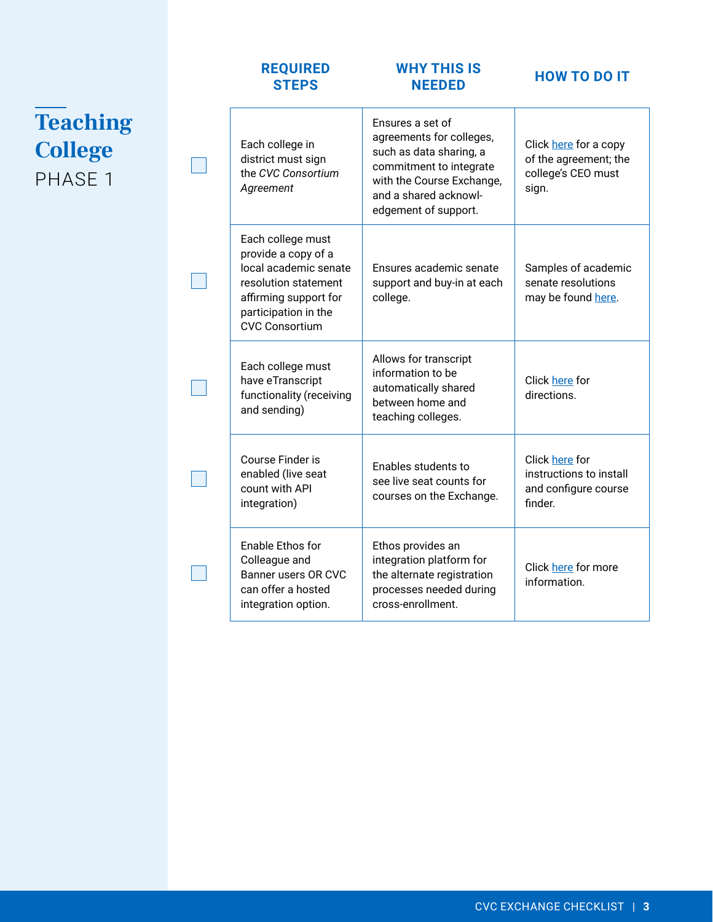# Teaching College

## PHASE 1

| | REQUIRED STEPS | WHY THIS IS NEEDED | HOW TO DO IT |
|---|---|---|---|
| ☐ | Each college in district must sign the *CVC Consortium Agreement* | Ensures a set of agreements for colleges, such as data sharing, a commitment to integrate with the Course Exchange, and a shared acknowledgement of support. | Click here for a copy of the agreement; the college's CEO must sign. |
| ☐ | Each college must provide a copy of a local academic senate resolution statement affirming support for participation in the CVC Consortium | Ensures academic senate support and buy-in at each college. | Samples of academic senate resolutions may be found here. |
| ☐ | Each college must have eTranscript functionality (receiving and sending) | Allows for transcript information to be automatically shared between home and teaching colleges. | Click here for directions. |
| ☐ | Course Finder is enabled (live seat count with API integration) | Enables students to see live seat counts for courses on the Exchange. | Click here for instructions to install and configure course finder. |
| ☐ | Enable Ethos for Colleague and Banner users OR CVC can offer a hosted integration option. | Ethos provides an integration platform for the alternate registration processes needed during cross-enrollment. | Click here for more information. |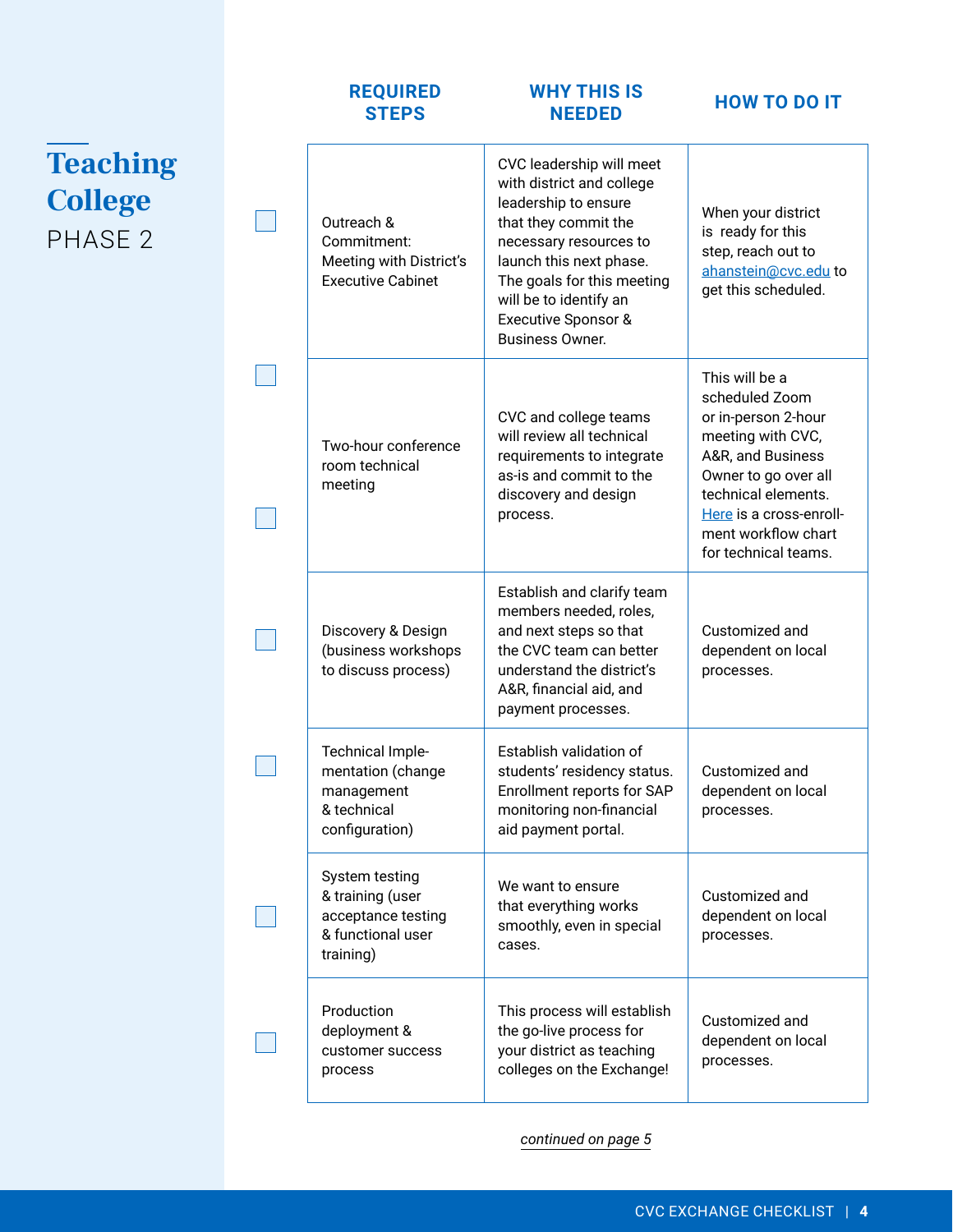# Teaching College

PHASE 2

| REQUIRED STEPS | WHY THIS IS NEEDED | HOW TO DO IT |
|---|---|---|
| Outreach & Commitment: Meeting with District's Executive Cabinet | CVC leadership will meet with district and college leadership to ensure that they commit the necessary resources to launch this next phase. The goals for this meeting will be to identify an Executive Sponsor & Business Owner. | When your district is ready for this step, reach out to ahanstein@cvc.edu to get this scheduled. |
| Two-hour conference room technical meeting | CVC and college teams will review all technical requirements to integrate as-is and commit to the discovery and design process. | This will be a scheduled Zoom or in-person 2-hour meeting with CVC, A&R, and Business Owner to go over all technical elements. Here is a cross-enrollment workflow chart for technical teams. |
| Discovery & Design (business workshops to discuss process) | Establish and clarify team members needed, roles, and next steps so that the CVC team can better understand the district's A&R, financial aid, and payment processes. | Customized and dependent on local processes. |
| Technical Implementation (change management & technical configuration) | Establish validation of students' residency status. Enrollment reports for SAP monitoring non-financial aid payment portal. | Customized and dependent on local processes. |
| System testing & training (user acceptance testing & functional user training) | We want to ensure that everything works smoothly, even in special cases. | Customized and dependent on local processes. |
| Production deployment & customer success process | This process will establish the go-live process for your district as teaching colleges on the Exchange! | Customized and dependent on local processes. |

*continued on page 5*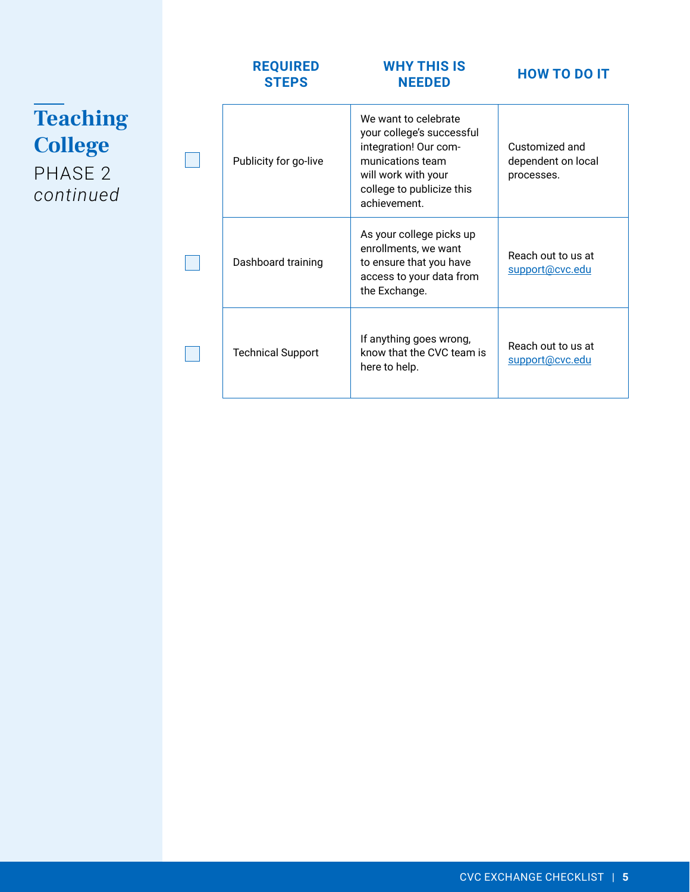# Teaching College

PHASE 2 *continued*

| | REQUIRED STEPS | WHY THIS IS NEEDED | HOW TO DO IT |
|---|---|---|---|
| ☐ | Publicity for go-live | We want to celebrate your college's successful integration! Our communications team will work with your college to publicize this achievement. | Customized and dependent on local processes. |
| ☐ | Dashboard training | As your college picks up enrollments, we want to ensure that you have access to your data from the Exchange. | Reach out to us at support@cvc.edu |
| ☐ | Technical Support | If anything goes wrong, know that the CVC team is here to help. | Reach out to us at support@cvc.edu |